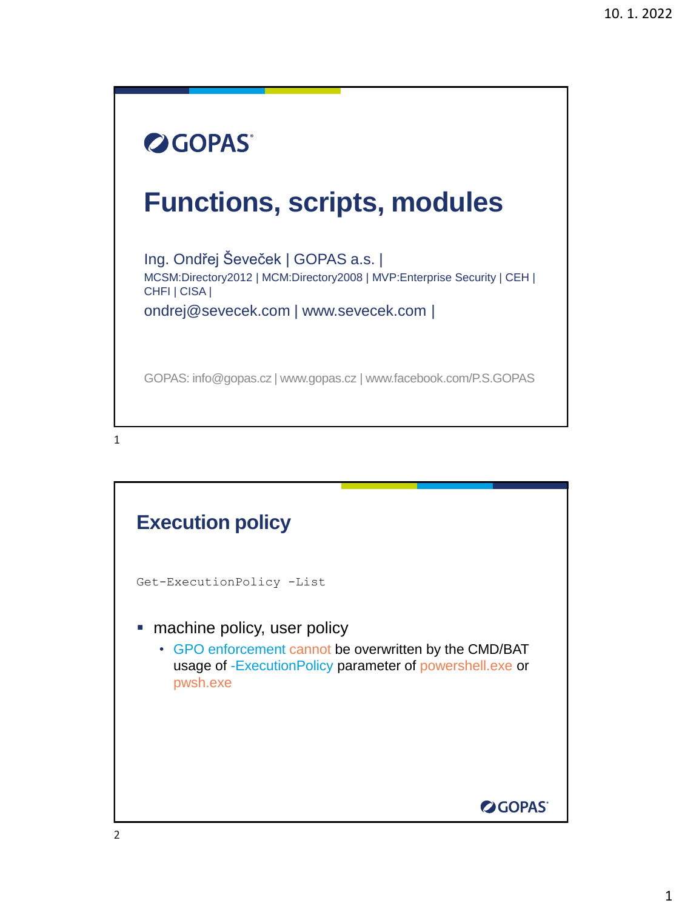GOPAS

# Functions, scripts, modules

Ing. Ondřej Ševeček | GOPAS a.s. |
MCSM:Directory2012 | MCM:Directory2008 | MVP:Enterprise Security | CEH | CHFI | CISA |
ondrej@sevecek.com | www.sevecek.com |

GOPAS: info@gopas.cz | www.gopas.cz | www.facebook.com/P.S.GOPAS

## Execution policy

```
Get-ExecutionPolicy -List
```

- machine policy, user policy
  - GPO enforcement cannot be overwritten by the CMD/BAT usage of -ExecutionPolicy parameter of powershell.exe or pwsh.exe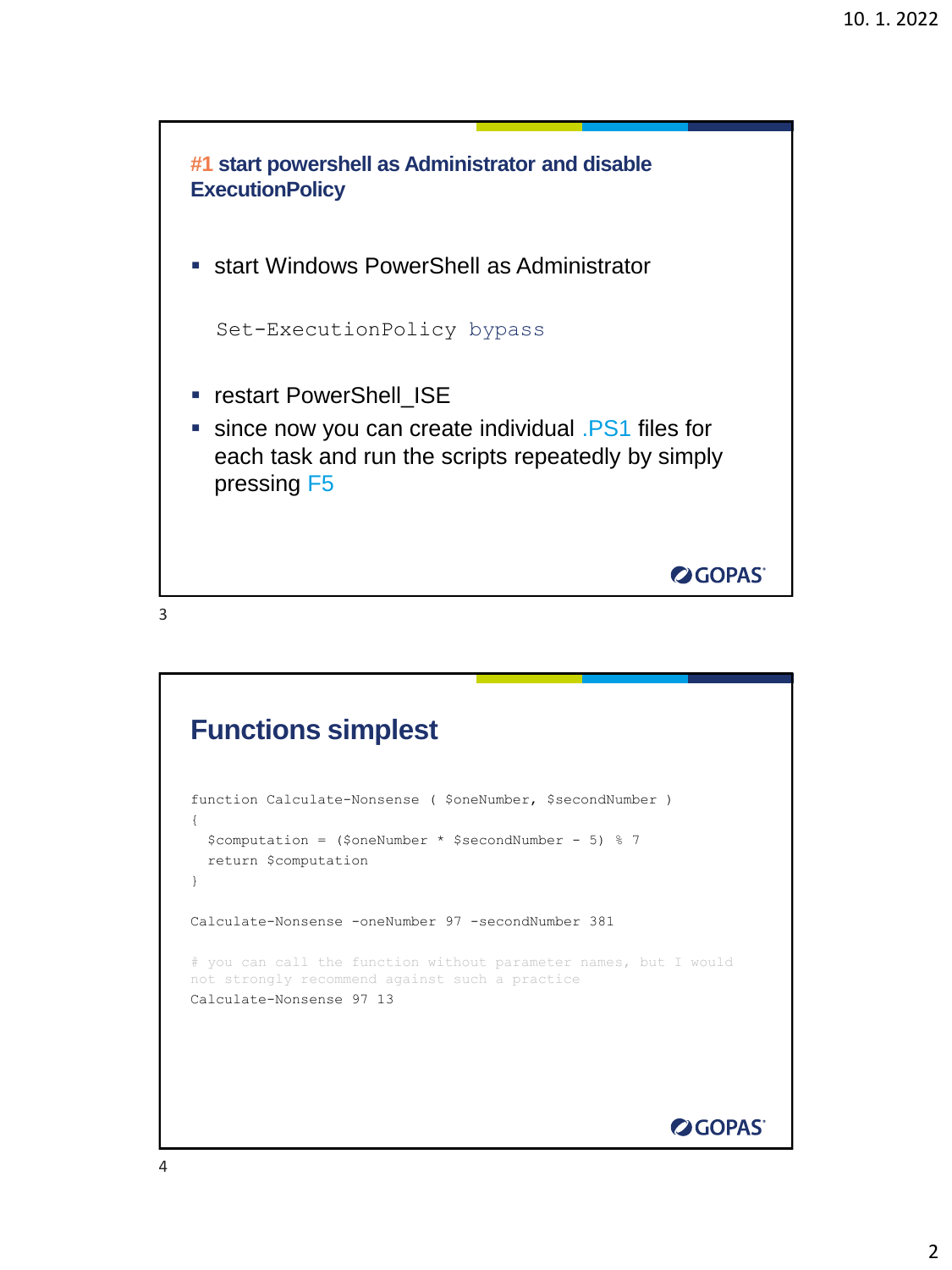## #1 start powershell as Administrator and disable ExecutionPolicy

- start Windows PowerShell as Administrator

```
Set-ExecutionPolicy bypass
```

- restart PowerShell_ISE
- since now you can create individual .PS1 files for each task and run the scripts repeatedly by simply pressing F5

## Functions simplest

```
function Calculate-Nonsense ( $oneNumber, $secondNumber )
{
  $computation = ($oneNumber * $secondNumber - 5) % 7
  return $computation
}

Calculate-Nonsense -oneNumber 97 -secondNumber 381

# you can call the function without parameter names, but I would
not strongly recommend against such a practice
Calculate-Nonsense 97 13
```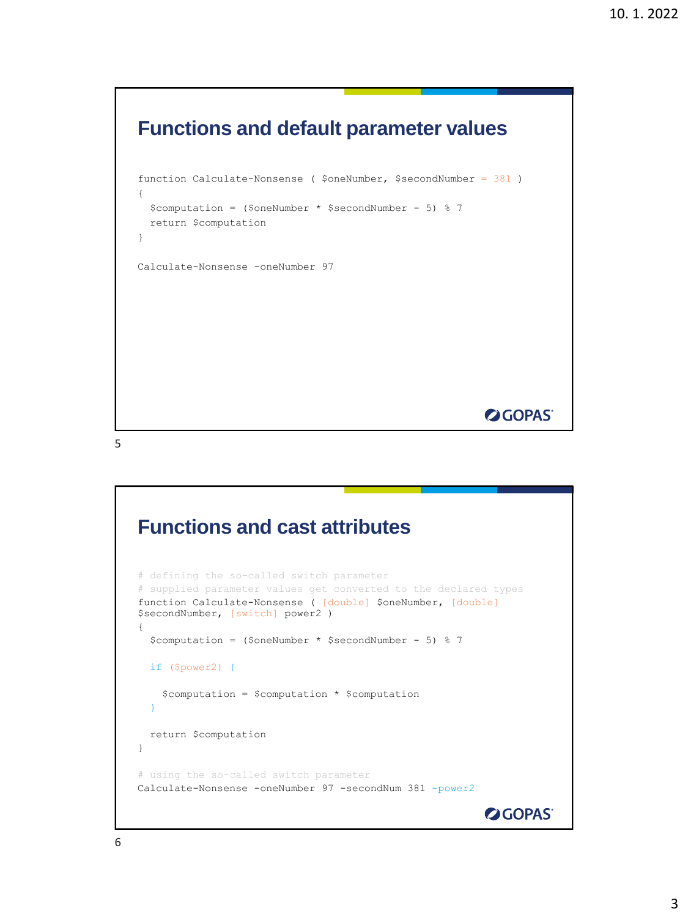## Functions and default parameter values

```
function Calculate-Nonsense ( $oneNumber, $secondNumber = 381 )
{
  $computation = ($oneNumber * $secondNumber - 5) % 7
  return $computation
}

Calculate-Nonsense -oneNumber 97
```

## Functions and cast attributes

```
# defining the so-called switch parameter
# supplied parameter values get converted to the declared types
function Calculate-Nonsense ( [double] $oneNumber, [double]
$secondNumber, [switch] power2 )
{
  $computation = ($oneNumber * $secondNumber - 5) % 7

  if ($power2) {

    $computation = $computation * $computation
  }

  return $computation
}

# using the so-called switch parameter
Calculate-Nonsense -oneNumber 97 -secondNum 381 -power2
```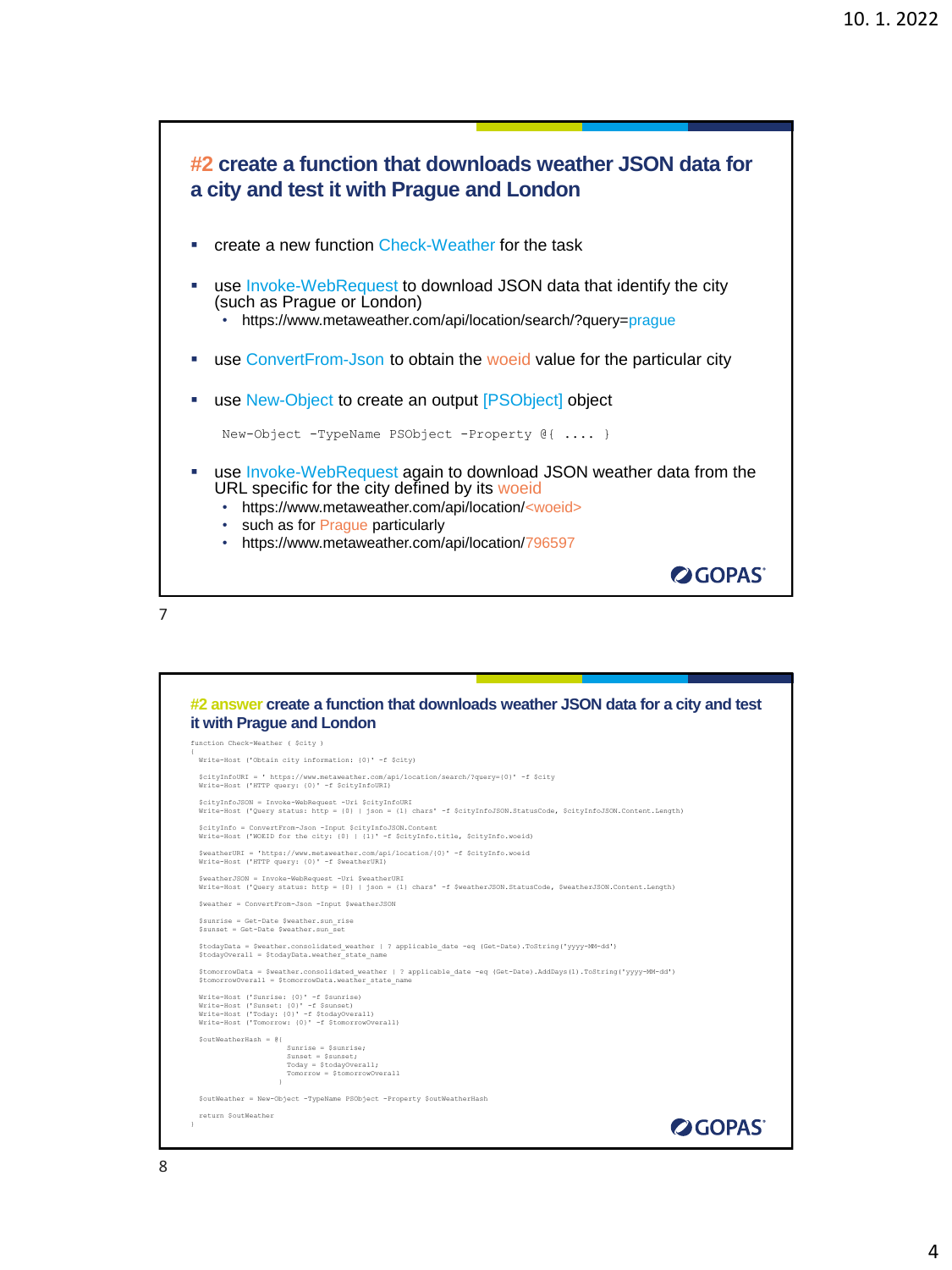## #2 create a function that downloads weather JSON data for a city and test it with Prague and London

- create a new function Check-Weather for the task
- use Invoke-WebRequest to download JSON data that identify the city (such as Prague or London)
  - https://www.metaweather.com/api/location/search/?query=prague
- use ConvertFrom-Json to obtain the woeid value for the particular city
- use New-Object to create an output [PSObject] object

```
New-Object -TypeName PSObject -Property @{ .... }
```

- use Invoke-WebRequest again to download JSON weather data from the URL specific for the city defined by its woeid
  - https://www.metaweather.com/api/location/<woeid>
  - such as for Prague particularly
  - https://www.metaweather.com/api/location/796597

## #2 answer create a function that downloads weather JSON data for a city and test it with Prague and London

```
function Check-Weather ( $city )
{
  Write-Host ('Obtain city information: {0}' -f $city)

  $cityInfoURI = ' https://www.metaweather.com/api/location/search/?query={0}' -f $city
  Write-Host ('HTTP query: {0}' -f $cityInfoURI)

  $cityInfoJSON = Invoke-WebRequest -Uri $cityInfoURI
  Write-Host ('Query status: http = {0} | json = {1} chars' -f $cityInfoJSON.StatusCode, $cityInfoJSON.Content.Length)

  $cityInfo = ConvertFrom-Json -Input $cityInfoJSON.Content
  Write-Host ('WOEID for the city: {0} | {1}' -f $cityInfo.title, $cityInfo.woeid)

  $weatherURI = 'https://www.metaweather.com/api/location/{0}' -f $cityInfo.woeid
  Write-Host ('HTTP query: {0}' -f $weatherURI)

  $weatherJSON = Invoke-WebRequest -Uri $weatherURI
  Write-Host ('Query status: http = {0} | json = {1} chars' -f $weatherJSON.StatusCode, $weatherJSON.Content.Length)

  $weather = ConvertFrom-Json -Input $weatherJSON

  $sunrise = Get-Date $weather.sun_rise
  $sunset = Get-Date $weather.sun_set

  $todayData = $weather.consolidated_weather | ? applicable_date -eq (Get-Date).ToString('yyyy-MM-dd')
  $todayOverall = $todayData.weather_state_name

  $tomorrowData = $weather.consolidated_weather | ? applicable_date -eq (Get-Date).AddDays(1).ToString('yyyy-MM-dd')
  $tomorrowOverall = $tomorrowData.weather_state_name

  Write-Host ('Sunrise: {0}' -f $sunrise)
  Write-Host ('Sunset: {0}' -f $sunset)
  Write-Host ('Today: {0}' -f $todayOverall)
  Write-Host ('Tomorrow: {0}' -f $tomorrowOverall)

  $outWeatherHash = @{
                      Sunrise = $sunrise;
                      Sunset = $sunset;
                      Today = $todayOverall;
                      Tomorrow = $tomorrowOverall
                     }

  $outWeather = New-Object -TypeName PSObject -Property $outWeatherHash

  return $outWeather
}
```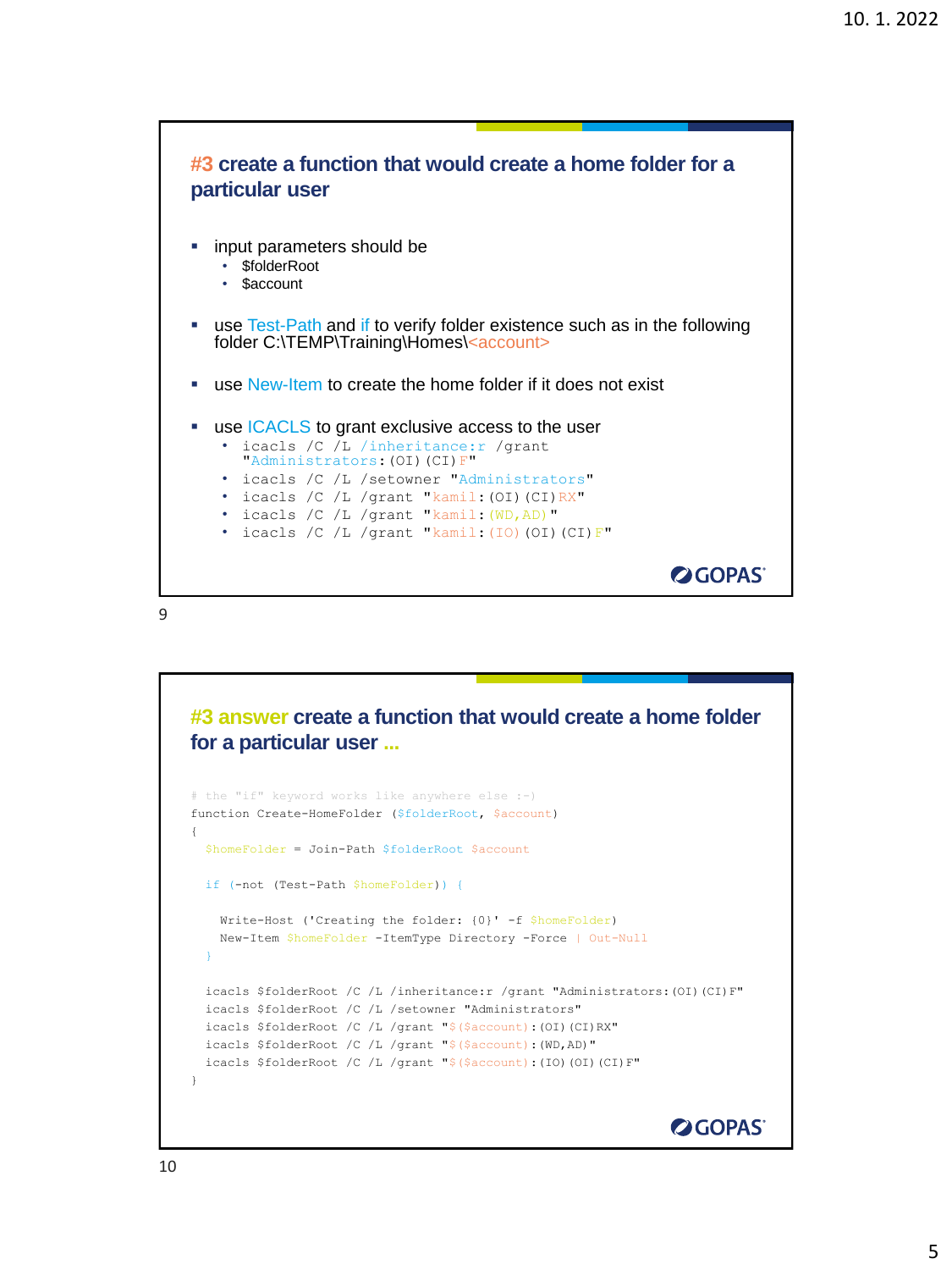## #3 create a function that would create a home folder for a particular user

- input parameters should be
  - $folderRoot
  - $account
- use Test-Path and if to verify folder existence such as in the following folder C:\TEMP\Training\Homes\<account>
- use New-Item to create the home folder if it does not exist
- use ICACLS to grant exclusive access to the user
  - `icacls /C /L /inheritance:r /grant "Administrators:(OI)(CI)F"`
  - `icacls /C /L /setowner "Administrators"`
  - `icacls /C /L /grant "kamil:(OI)(CI)RX"`
  - `icacls /C /L /grant "kamil:(WD,AD)"`
  - `icacls /C /L /grant "kamil:(IO)(OI)(CI)F"`

## #3 answer create a function that would create a home folder for a particular user ...

```
# the "if" keyword works like anywhere else :-)
function Create-HomeFolder ($folderRoot, $account)
{
  $homeFolder = Join-Path $folderRoot $account

  if (-not (Test-Path $homeFolder)) {

    Write-Host ('Creating the folder: {0}' -f $homeFolder)
    New-Item $homeFolder -ItemType Directory -Force | Out-Null
  }

  icacls $folderRoot /C /L /inheritance:r /grant "Administrators:(OI)(CI)F"
  icacls $folderRoot /C /L /setowner "Administrators"
  icacls $folderRoot /C /L /grant "$($account):(OI)(CI)RX"
  icacls $folderRoot /C /L /grant "$($account):(WD,AD)"
  icacls $folderRoot /C /L /grant "$($account):(IO)(OI)(CI)F"
}
```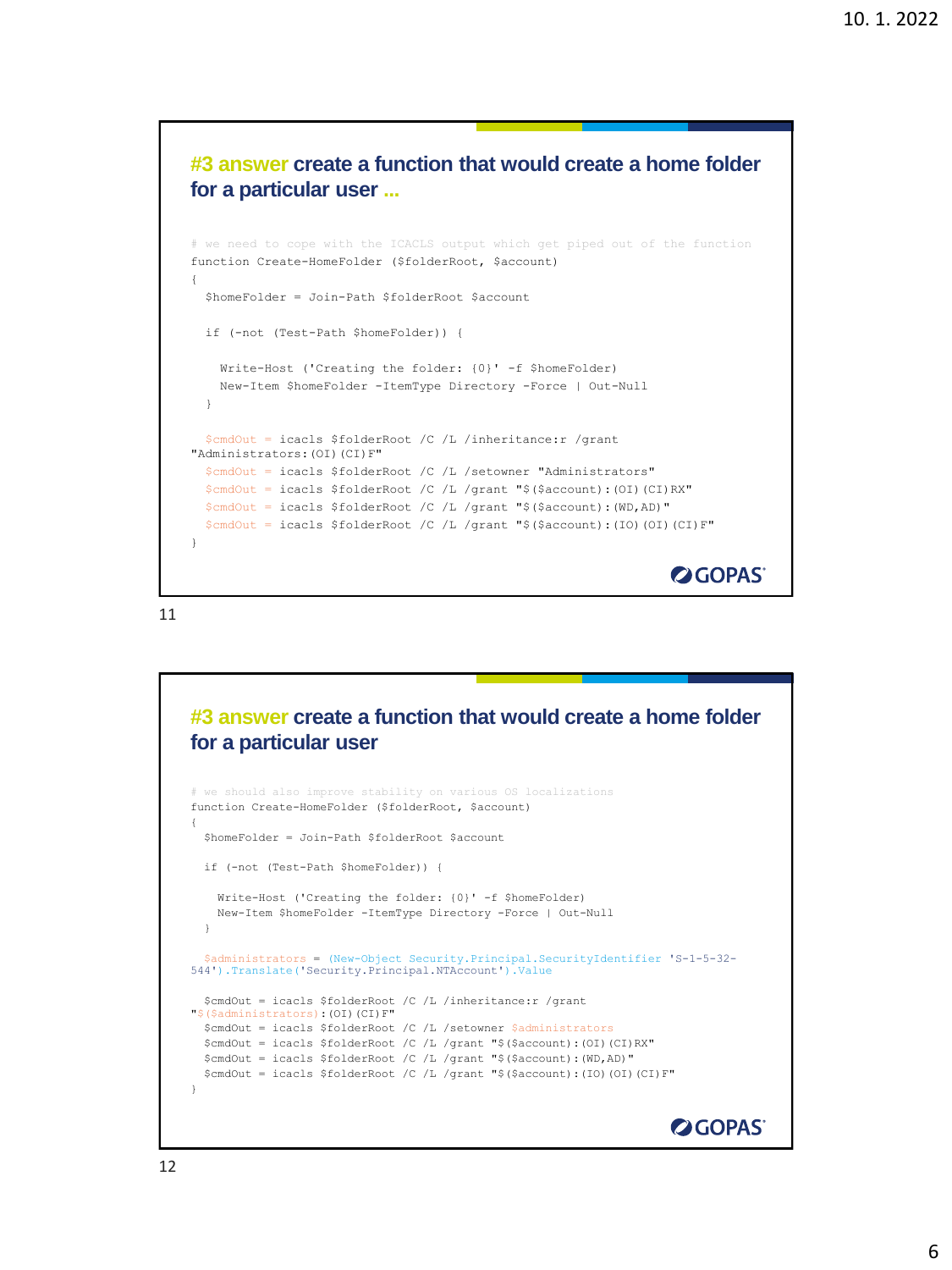## #3 answer create a function that would create a home folder for a particular user ...

```
# we need to cope with the ICACLS output which get piped out of the function
function Create-HomeFolder ($folderRoot, $account)
{
  $homeFolder = Join-Path $folderRoot $account

  if (-not (Test-Path $homeFolder)) {

    Write-Host ('Creating the folder: {0}' -f $homeFolder)
    New-Item $homeFolder -ItemType Directory -Force | Out-Null
  }

  $cmdOut = icacls $folderRoot /C /L /inheritance:r /grant
"Administrators:(OI)(CI)F"
  $cmdOut = icacls $folderRoot /C /L /setowner "Administrators"
  $cmdOut = icacls $folderRoot /C /L /grant "$($account):(OI)(CI)RX"
  $cmdOut = icacls $folderRoot /C /L /grant "$($account):(WD,AD)"
  $cmdOut = icacls $folderRoot /C /L /grant "$($account):(IO)(OI)(CI)F"
}
```

## #3 answer create a function that would create a home folder for a particular user

```
# we should also improve stability on various OS localizations
function Create-HomeFolder ($folderRoot, $account)
{
  $homeFolder = Join-Path $folderRoot $account

  if (-not (Test-Path $homeFolder)) {

    Write-Host ('Creating the folder: {0}' -f $homeFolder)
    New-Item $homeFolder -ItemType Directory -Force | Out-Null
  }

  $administrators = (New-Object Security.Principal.SecurityIdentifier 'S-1-5-32-
544').Translate('Security.Principal.NTAccount').Value

  $cmdOut = icacls $folderRoot /C /L /inheritance:r /grant
"$($administrators):(OI)(CI)F"
  $cmdOut = icacls $folderRoot /C /L /setowner $administrators
  $cmdOut = icacls $folderRoot /C /L /grant "$($account):(OI)(CI)RX"
  $cmdOut = icacls $folderRoot /C /L /grant "$($account):(WD,AD)"
  $cmdOut = icacls $folderRoot /C /L /grant "$($account):(IO)(OI)(CI)F"
}
```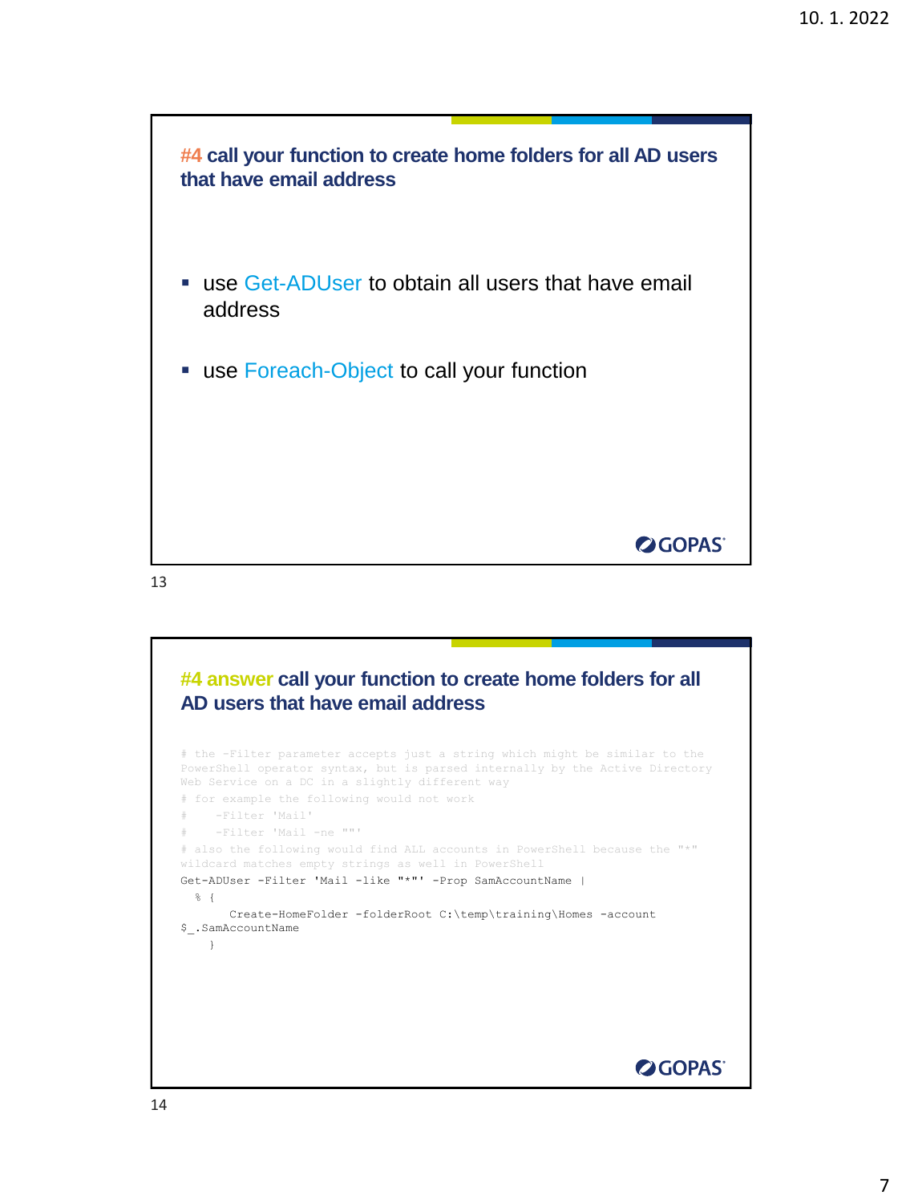## #4 call your function to create home folders for all AD users that have email address

- use Get-ADUser to obtain all users that have email address
- use Foreach-Object to call your function

## #4 answer call your function to create home folders for all AD users that have email address

```
# the -Filter parameter accepts just a string which might be similar to the PowerShell operator syntax, but is parsed internally by the Active Directory Web Service on a DC in a slightly different way
# for example the following would not work
#    -Filter 'Mail'
#    -Filter 'Mail -ne ""'
# also the following would find ALL accounts in PowerShell because the "*" wildcard matches empty strings as well in PowerShell
Get-ADUser -Filter 'Mail -like "*"' -Prop SamAccountName |
  % {
       Create-HomeFolder -folderRoot C:\temp\training\Homes -account $_.SamAccountName
    }
```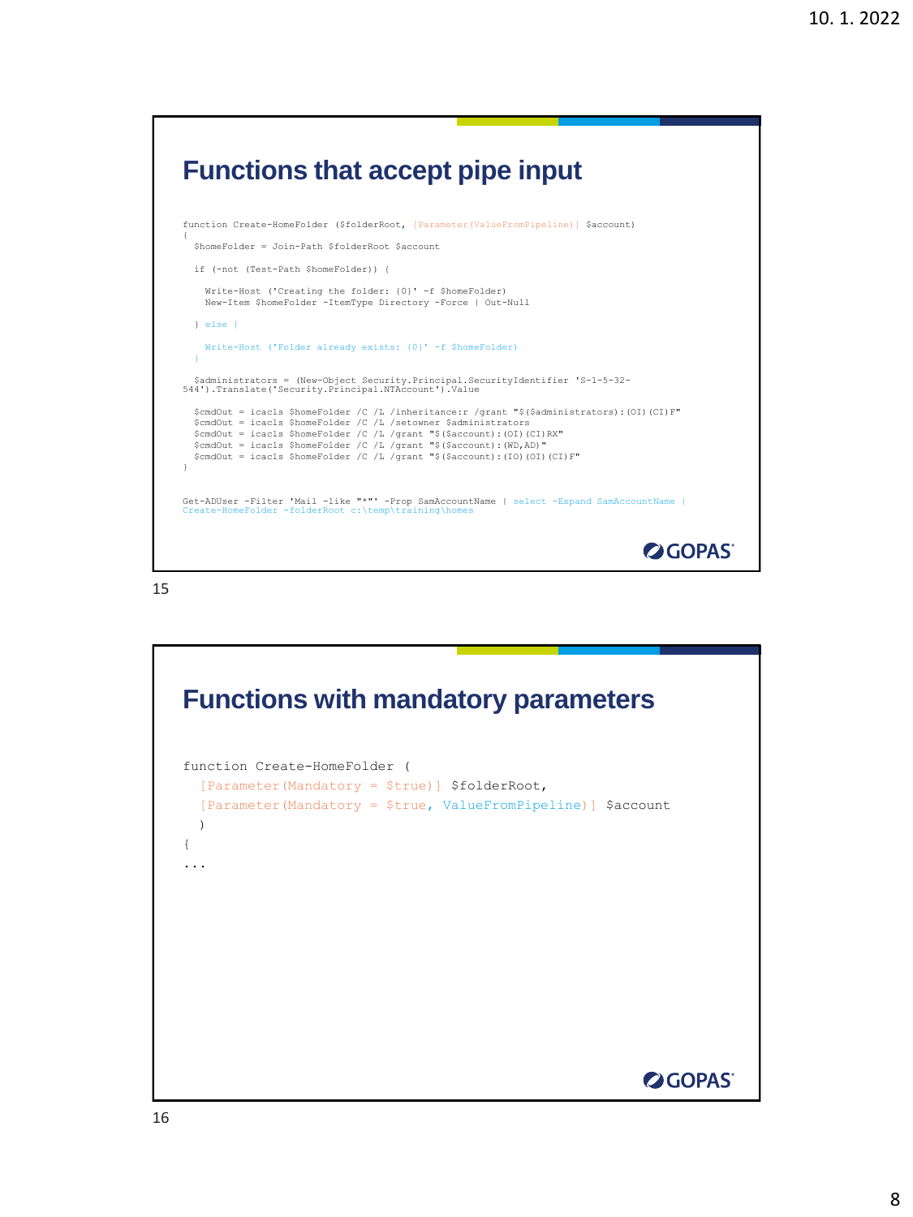## Functions that accept pipe input

```
function Create-HomeFolder ($folderRoot, [Parameter(ValueFromPipeline)] $account)
{
  $homeFolder = Join-Path $folderRoot $account

  if (-not (Test-Path $homeFolder)) {

    Write-Host ('Creating the folder: {0}' -f $homeFolder)
    New-Item $homeFolder -ItemType Directory -Force | Out-Null

  } else {

    Write-Host ('Folder already exists: {0}' -f $homeFolder)
  }

  $administrators = (New-Object Security.Principal.SecurityIdentifier 'S-1-5-32-
544').Translate('Security.Principal.NTAccount').Value

  $cmdOut = icacls $homeFolder /C /L /inheritance:r /grant "$($administrators):(OI)(CI)F"
  $cmdOut = icacls $homeFolder /C /L /setowner $administrators
  $cmdOut = icacls $homeFolder /C /L /grant "$($account):(OI)(CI)RX"
  $cmdOut = icacls $homeFolder /C /L /grant "$($account):(WD,AD)"
  $cmdOut = icacls $homeFolder /C /L /grant "$($account):(IO)(OI)(CI)F"
}


Get-ADUser -Filter 'Mail -like "*"' -Prop SamAccountName | select -Expand SamAccountName |
Create-HomeFolder -folderRoot c:\temp\training\homes
```

## Functions with mandatory parameters

```
function Create-HomeFolder (
  [Parameter(Mandatory = $true)] $folderRoot,
  [Parameter(Mandatory = $true, ValueFromPipeline)] $account
  )
{
...
```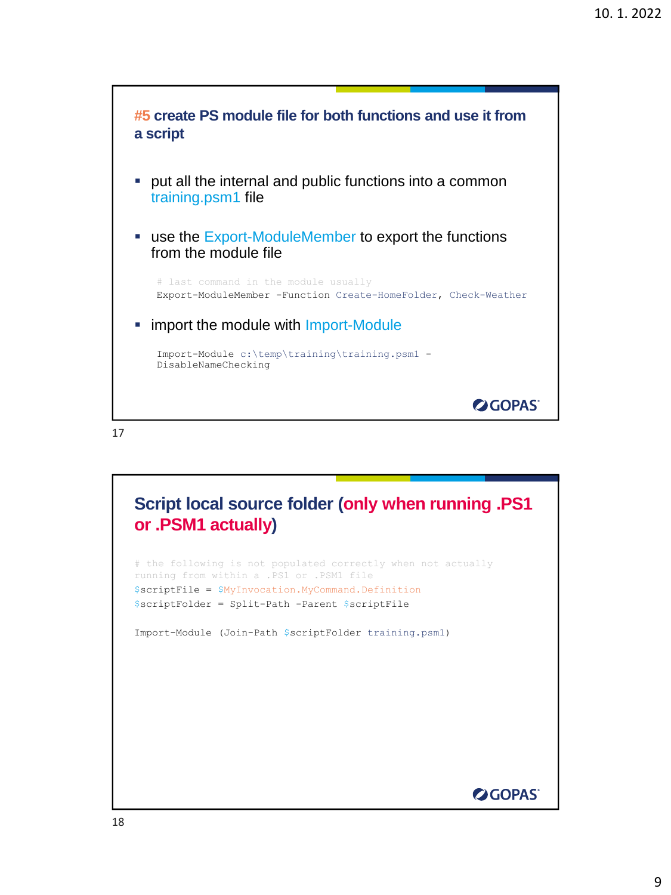## #5 create PS module file for both functions and use it from a script

- put all the internal and public functions into a common training.psm1 file
- use the Export-ModuleMember to export the functions from the module file

```
# last command in the module usually
Export-ModuleMember -Function Create-HomeFolder, Check-Weather
```

- import the module with Import-Module

```
Import-Module c:\temp\training\training.psm1 -DisableNameChecking
```

## Script local source folder (only when running .PS1 or .PSM1 actually)

```
# the following is not populated correctly when not actually running from within a .PS1 or .PSM1 file
$scriptFile = $MyInvocation.MyCommand.Definition
$scriptFolder = Split-Path -Parent $scriptFile

Import-Module (Join-Path $scriptFolder training.psm1)
```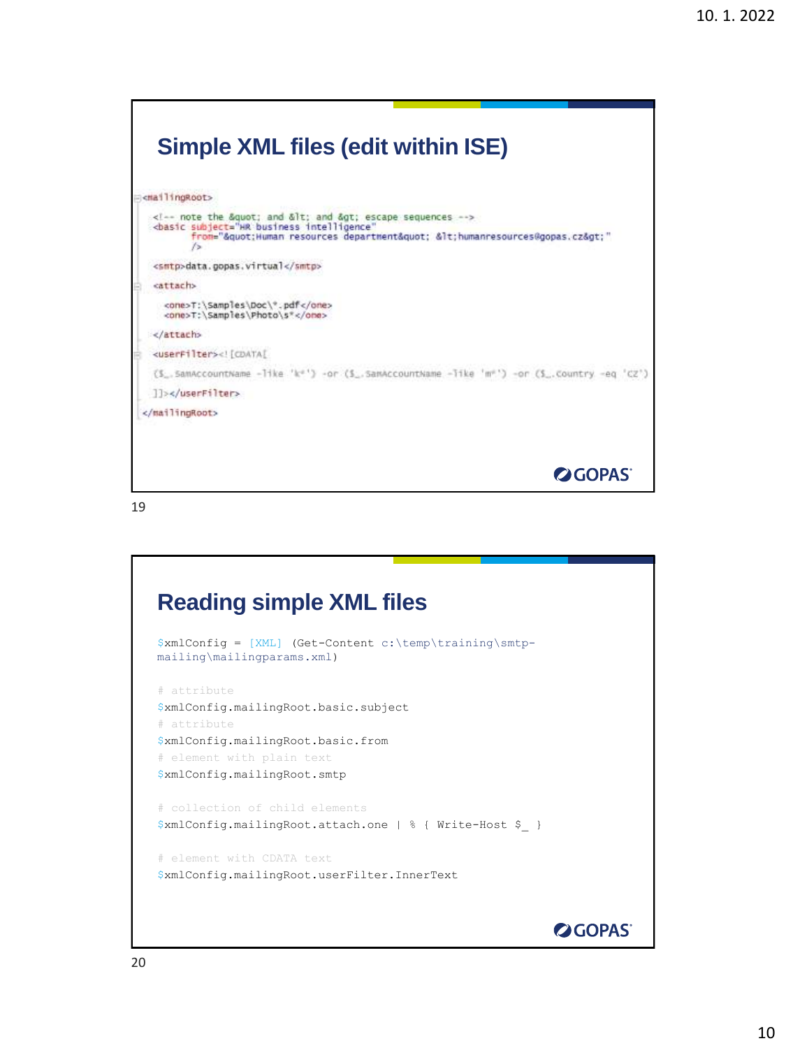## Simple XML files (edit within ISE)

```
<mailingRoot>

  <!-- note the &quot; and &lt; and &gt; escape sequences -->
  <basic subject="HR business intelligence"
         from="&quot;Human resources department&quot; &lt;humanresources@gopas.cz&gt;"
         />

  <smtp>data.gopas.virtual</smtp>

  <attach>

    <one>T:\Samples\Doc\*.pdf</one>
    <one>T:\Samples\Photo\s*</one>

  </attach>

  <userFilter><![CDATA[

  ($_.SamAccountName -like 'k*') -or ($_.SamAccountName -like 'm*') -or ($_.Country -eq 'CZ')

  ]]></userFilter>

</mailingRoot>
```

## Reading simple XML files

```
$xmlConfig = [XML] (Get-Content c:\temp\training\smtp-mailing\mailingparams.xml)

# attribute
$xmlConfig.mailingRoot.basic.subject
# attribute
$xmlConfig.mailingRoot.basic.from
# element with plain text
$xmlConfig.mailingRoot.smtp

# collection of child elements
$xmlConfig.mailingRoot.attach.one | % { Write-Host $_ }

# element with CDATA text
$xmlConfig.mailingRoot.userFilter.InnerText
```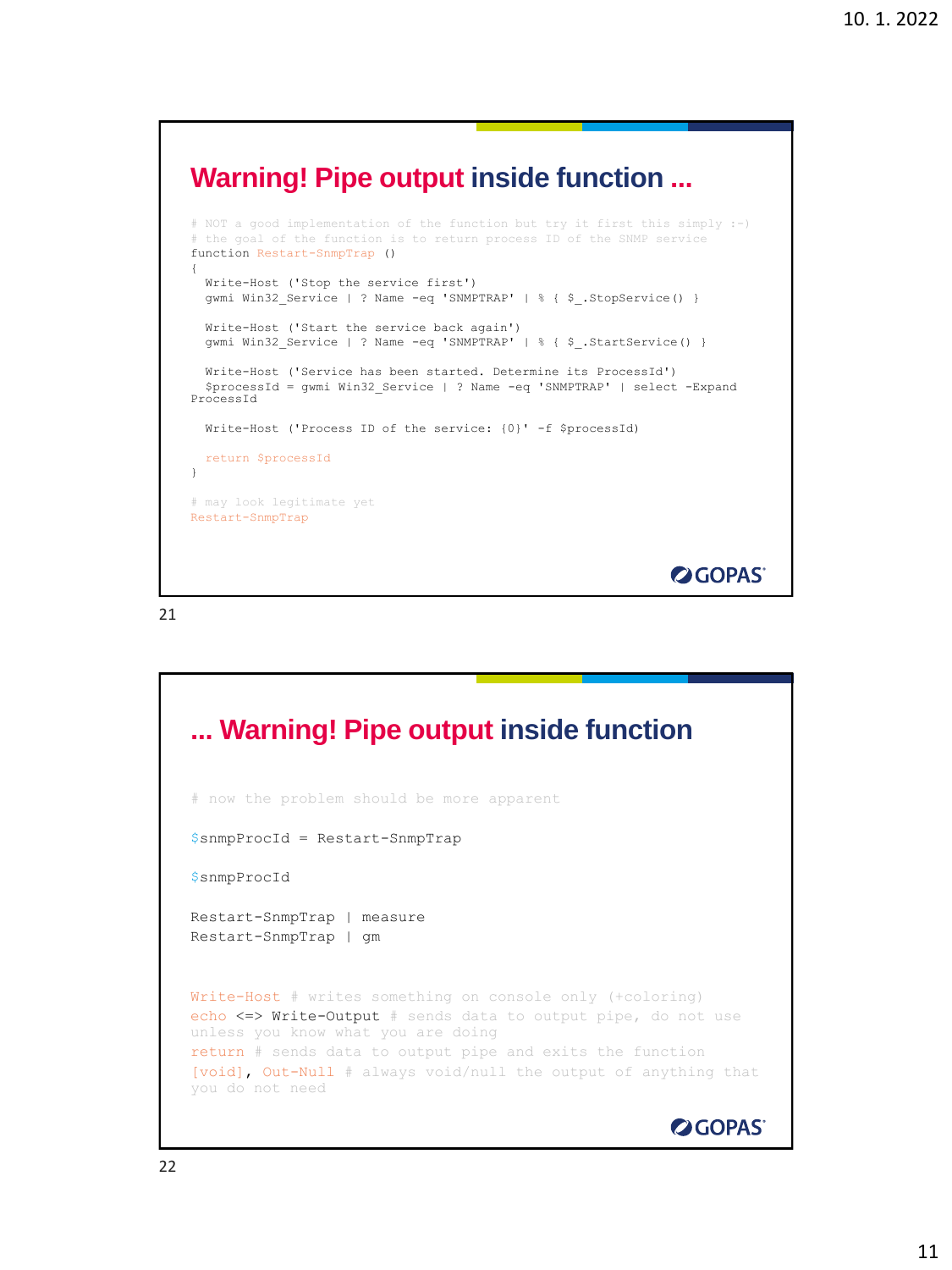## Warning! Pipe output inside function ...

```
# NOT a good implementation of the function but try it first this simply :-)
# the goal of the function is to return process ID of the SNMP service
function Restart-SnmpTrap ()
{
  Write-Host ('Stop the service first')
  gwmi Win32_Service | ? Name -eq 'SNMPTRAP' | % { $_.StopService() }

  Write-Host ('Start the service back again')
  gwmi Win32_Service | ? Name -eq 'SNMPTRAP' | % { $_.StartService() }

  Write-Host ('Service has been started. Determine its ProcessId')
  $processId = gwmi Win32_Service | ? Name -eq 'SNMPTRAP' | select -Expand
ProcessId

  Write-Host ('Process ID of the service: {0}' -f $processId)

  return $processId
}

# may look legitimate yet
Restart-SnmpTrap
```

## ... Warning! Pipe output inside function

```
# now the problem should be more apparent

$snmpProcId = Restart-SnmpTrap

$snmpProcId

Restart-SnmpTrap | measure
Restart-SnmpTrap | gm


Write-Host # writes something on console only (+coloring)
echo <=> Write-Output # sends data to output pipe, do not use
unless you know what you are doing
return # sends data to output pipe and exits the function
[void], Out-Null # always void/null the output of anything that
you do not need
```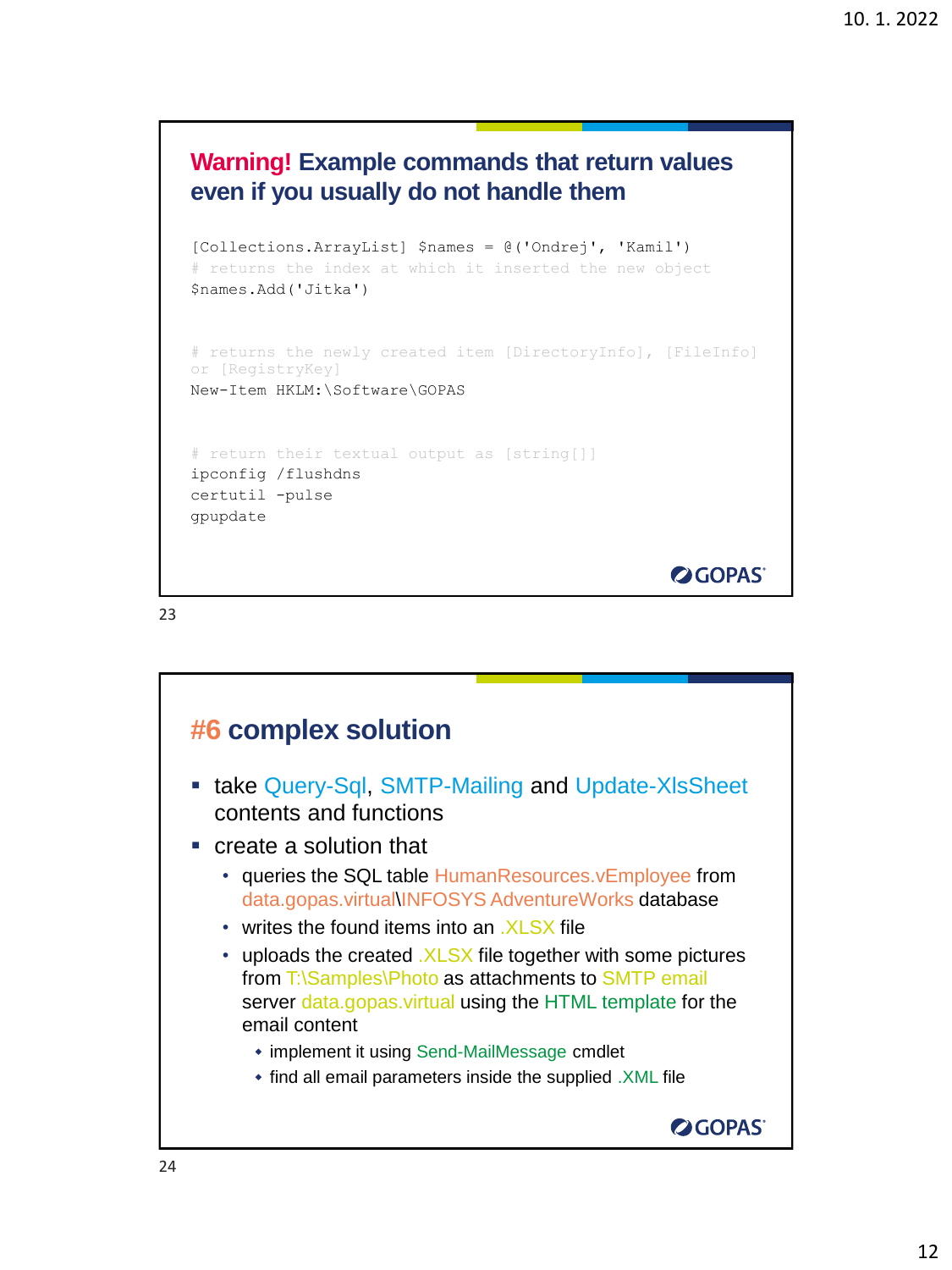## Warning! Example commands that return values even if you usually do not handle them

```
[Collections.ArrayList] $names = @('Ondrej', 'Kamil')
# returns the index at which it inserted the new object
$names.Add('Jitka')


# returns the newly created item [DirectoryInfo], [FileInfo]
or [RegistryKey]
New-Item HKLM:\Software\GOPAS


# return their textual output as [string[]]
ipconfig /flushdns
certutil -pulse
gpupdate
```

GOPAS

## #6 complex solution

- take Query-Sql, SMTP-Mailing and Update-XlsSheet contents and functions
- create a solution that
  - queries the SQL table HumanResources.vEmployee from data.gopas.virtual\INFOSYS AdventureWorks database
  - writes the found items into an .XLSX file
  - uploads the created .XLSX file together with some pictures from T:\Samples\Photo as attachments to SMTP email server data.gopas.virtual using the HTML template for the email content
    - implement it using Send-MailMessage cmdlet
    - find all email parameters inside the supplied .XML file

GOPAS